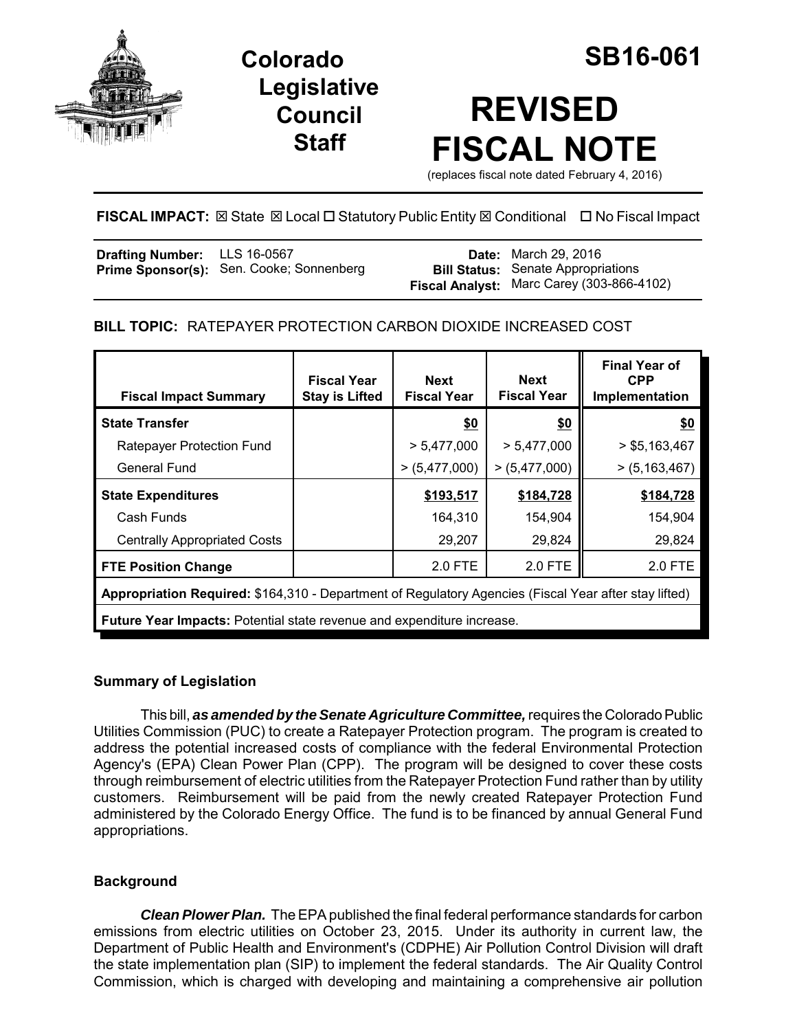# Colorado Legislative Council Staff

# SB16-061

# REVISED FISCAL NOTE

(replaces fiscal note dated February 4, 2016)

**FISCAL IMPACT:** ☒ State ☒ Local ☐ Statutory Public Entity ☒ Conditional ☐ No Fiscal Impact

| | | | |
|---|---|---|---|
| **Drafting Number:** | LLS 16-0567 | **Date:** | March 29, 2016 |
| **Prime Sponsor(s):** | Sen. Cooke; Sonnenberg | **Bill Status:** | Senate Appropriations |
| | | **Fiscal Analyst:** | Marc Carey (303-866-4102) |

## BILL TOPIC: RATEPAYER PROTECTION CARBON DIOXIDE INCREASED COST

| Fiscal Impact Summary | Fiscal Year Stay is Lifted | Next Fiscal Year | Next Fiscal Year | Final Year of CPP Implementation |
|---|---|---|---|---|
| **State Transfer** | | **$0** | **$0** | **$0** |
| Ratepayer Protection Fund | | > 5,477,000 | > 5,477,000 | > $5,163,467 |
| General Fund | | > (5,477,000) | > (5,477,000) | > (5,163,467) |
| **State Expenditures** | | **$193,517** | **$184,728** | **$184,728** |
| Cash Funds | | 164,310 | 154,904 | 154,904 |
| Centrally Appropriated Costs | | 29,207 | 29,824 | 29,824 |
| **FTE Position Change** | | 2.0 FTE | 2.0 FTE | 2.0 FTE |
| **Appropriation Required:** $164,310 - Department of Regulatory Agencies (Fiscal Year after stay lifted) | | | | |
| **Future Year Impacts:** Potential state revenue and expenditure increase. | | | | |

### Summary of Legislation

This bill, ***as amended by the Senate Agriculture Committee,*** requires the Colorado Public Utilities Commission (PUC) to create a Ratepayer Protection program. The program is created to address the potential increased costs of compliance with the federal Environmental Protection Agency's (EPA) Clean Power Plan (CPP). The program will be designed to cover these costs through reimbursement of electric utilities from the Ratepayer Protection Fund rather than by utility customers. Reimbursement will be paid from the newly created Ratepayer Protection Fund administered by the Colorado Energy Office. The fund is to be financed by annual General Fund appropriations.

### Background

***Clean Plower Plan.*** The EPA published the final federal performance standards for carbon emissions from electric utilities on October 23, 2015. Under its authority in current law, the Department of Public Health and Environment's (CDPHE) Air Pollution Control Division will draft the state implementation plan (SIP) to implement the federal standards. The Air Quality Control Commission, which is charged with developing and maintaining a comprehensive air pollution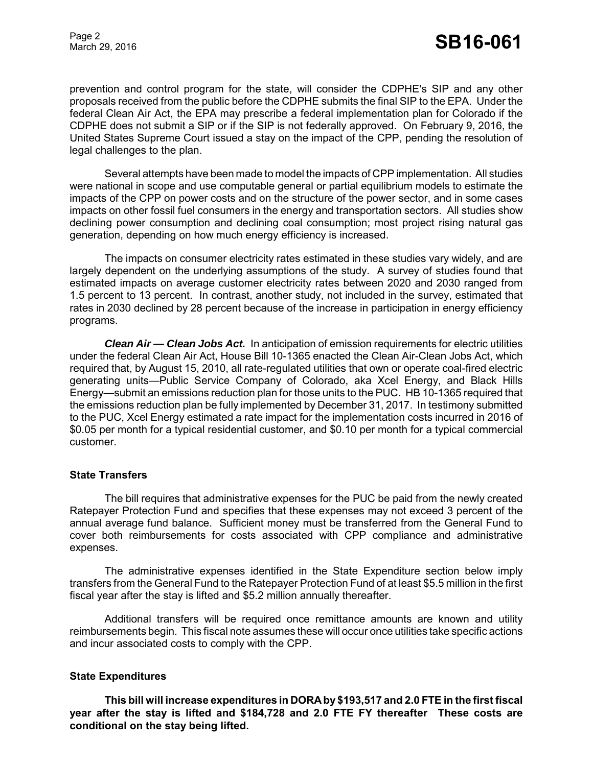prevention and control program for the state, will consider the CDPHE's SIP and any other proposals received from the public before the CDPHE submits the final SIP to the EPA. Under the federal Clean Air Act, the EPA may prescribe a federal implementation plan for Colorado if the CDPHE does not submit a SIP or if the SIP is not federally approved. On February 9, 2016, the United States Supreme Court issued a stay on the impact of the CPP, pending the resolution of legal challenges to the plan.

Several attempts have been made to model the impacts of CPP implementation. All studies were national in scope and use computable general or partial equilibrium models to estimate the impacts of the CPP on power costs and on the structure of the power sector, and in some cases impacts on other fossil fuel consumers in the energy and transportation sectors. All studies show declining power consumption and declining coal consumption; most project rising natural gas generation, depending on how much energy efficiency is increased.

The impacts on consumer electricity rates estimated in these studies vary widely, and are largely dependent on the underlying assumptions of the study. A survey of studies found that estimated impacts on average customer electricity rates between 2020 and 2030 ranged from 1.5 percent to 13 percent. In contrast, another study, not included in the survey, estimated that rates in 2030 declined by 28 percent because of the increase in participation in energy efficiency programs.

***Clean Air — Clean Jobs Act.*** In anticipation of emission requirements for electric utilities under the federal Clean Air Act, House Bill 10-1365 enacted the Clean Air-Clean Jobs Act, which required that, by August 15, 2010, all rate-regulated utilities that own or operate coal-fired electric generating units—Public Service Company of Colorado, aka Xcel Energy, and Black Hills Energy—submit an emissions reduction plan for those units to the PUC. HB 10-1365 required that the emissions reduction plan be fully implemented by December 31, 2017. In testimony submitted to the PUC, Xcel Energy estimated a rate impact for the implementation costs incurred in 2016 of $0.05 per month for a typical residential customer, and $0.10 per month for a typical commercial customer.

## State Transfers

The bill requires that administrative expenses for the PUC be paid from the newly created Ratepayer Protection Fund and specifies that these expenses may not exceed 3 percent of the annual average fund balance. Sufficient money must be transferred from the General Fund to cover both reimbursements for costs associated with CPP compliance and administrative expenses.

The administrative expenses identified in the State Expenditure section below imply transfers from the General Fund to the Ratepayer Protection Fund of at least $5.5 million in the first fiscal year after the stay is lifted and $5.2 million annually thereafter.

Additional transfers will be required once remittance amounts are known and utility reimbursements begin. This fiscal note assumes these will occur once utilities take specific actions and incur associated costs to comply with the CPP.

## State Expenditures

**This bill will increase expenditures in DORA by $193,517 and 2.0 FTE in the first fiscal year after the stay is lifted and $184,728 and 2.0 FTE FY thereafter These costs are conditional on the stay being lifted.**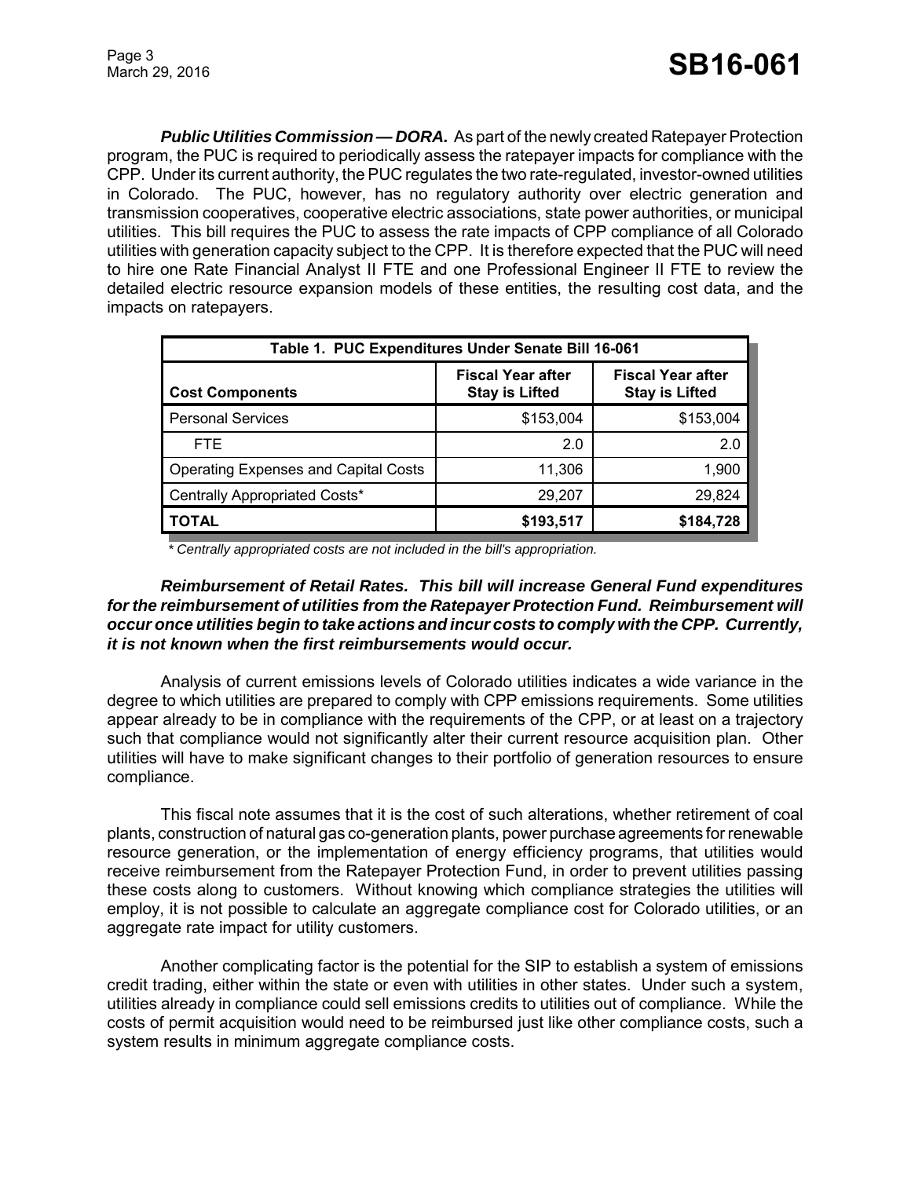***Public Utilities Commission — DORA.*** As part of the newly created Ratepayer Protection program, the PUC is required to periodically assess the ratepayer impacts for compliance with the CPP. Under its current authority, the PUC regulates the two rate-regulated, investor-owned utilities in Colorado. The PUC, however, has no regulatory authority over electric generation and transmission cooperatives, cooperative electric associations, state power authorities, or municipal utilities. This bill requires the PUC to assess the rate impacts of CPP compliance of all Colorado utilities with generation capacity subject to the CPP. It is therefore expected that the PUC will need to hire one Rate Financial Analyst II FTE and one Professional Engineer II FTE to review the detailed electric resource expansion models of these entities, the resulting cost data, and the impacts on ratepayers.

| Table 1. PUC Expenditures Under Senate Bill 16-061 | | |
|---|---|---|
| **Cost Components** | **Fiscal Year after Stay is Lifted** | **Fiscal Year after Stay is Lifted** |
| Personal Services | $153,004 | $153,004 |
| FTE | 2.0 | 2.0 |
| Operating Expenses and Capital Costs | 11,306 | 1,900 |
| Centrally Appropriated Costs* | 29,207 | 29,824 |
| **TOTAL** | **$193,517** | **$184,728** |

*\* Centrally appropriated costs are not included in the bill's appropriation.*

***Reimbursement of Retail Rates. This bill will increase General Fund expenditures for the reimbursement of utilities from the Ratepayer Protection Fund. Reimbursement will occur once utilities begin to take actions and incur costs to comply with the CPP. Currently, it is not known when the first reimbursements would occur.***

Analysis of current emissions levels of Colorado utilities indicates a wide variance in the degree to which utilities are prepared to comply with CPP emissions requirements. Some utilities appear already to be in compliance with the requirements of the CPP, or at least on a trajectory such that compliance would not significantly alter their current resource acquisition plan. Other utilities will have to make significant changes to their portfolio of generation resources to ensure compliance.

This fiscal note assumes that it is the cost of such alterations, whether retirement of coal plants, construction of natural gas co-generation plants, power purchase agreements for renewable resource generation, or the implementation of energy efficiency programs, that utilities would receive reimbursement from the Ratepayer Protection Fund, in order to prevent utilities passing these costs along to customers. Without knowing which compliance strategies the utilities will employ, it is not possible to calculate an aggregate compliance cost for Colorado utilities, or an aggregate rate impact for utility customers.

Another complicating factor is the potential for the SIP to establish a system of emissions credit trading, either within the state or even with utilities in other states. Under such a system, utilities already in compliance could sell emissions credits to utilities out of compliance. While the costs of permit acquisition would need to be reimbursed just like other compliance costs, such a system results in minimum aggregate compliance costs.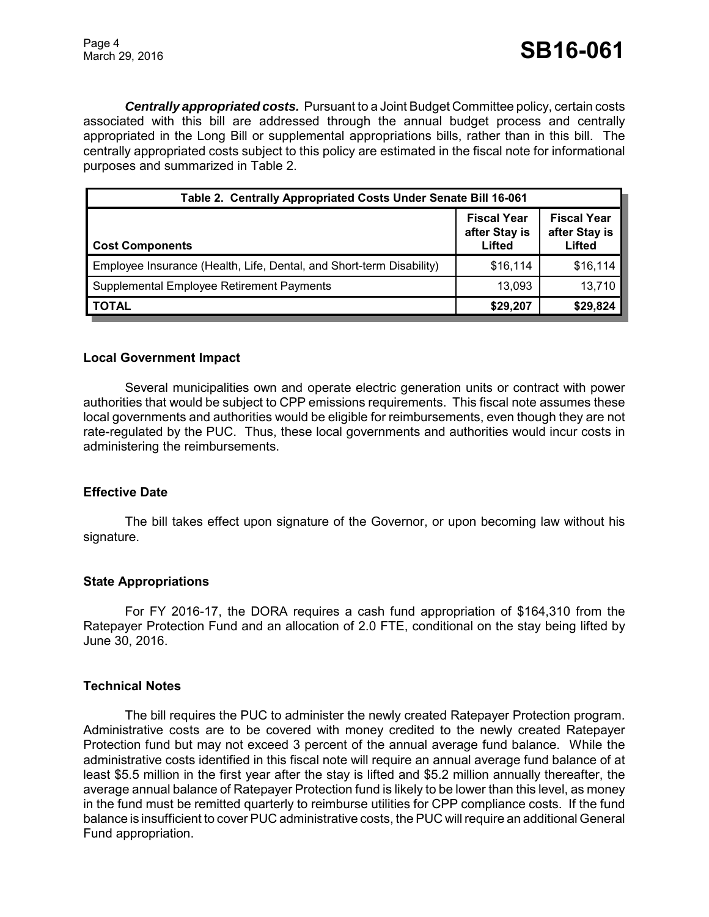***Centrally appropriated costs.*** Pursuant to a Joint Budget Committee policy, certain costs associated with this bill are addressed through the annual budget process and centrally appropriated in the Long Bill or supplemental appropriations bills, rather than in this bill. The centrally appropriated costs subject to this policy are estimated in the fiscal note for informational purposes and summarized in Table 2.

| Table 2. Centrally Appropriated Costs Under Senate Bill 16-061 | | |
|---|---|---|
| **Cost Components** | **Fiscal Year after Stay is Lifted** | **Fiscal Year after Stay is Lifted** |
| Employee Insurance (Health, Life, Dental, and Short-term Disability) | $16,114 | $16,114 |
| Supplemental Employee Retirement Payments | 13,093 | 13,710 |
| **TOTAL** | **$29,207** | **$29,824** |

### Local Government Impact

Several municipalities own and operate electric generation units or contract with power authorities that would be subject to CPP emissions requirements. This fiscal note assumes these local governments and authorities would be eligible for reimbursements, even though they are not rate-regulated by the PUC. Thus, these local governments and authorities would incur costs in administering the reimbursements.

### Effective Date

The bill takes effect upon signature of the Governor, or upon becoming law without his signature.

### State Appropriations

For FY 2016-17, the DORA requires a cash fund appropriation of $164,310 from the Ratepayer Protection Fund and an allocation of 2.0 FTE, conditional on the stay being lifted by June 30, 2016.

### Technical Notes

The bill requires the PUC to administer the newly created Ratepayer Protection program. Administrative costs are to be covered with money credited to the newly created Ratepayer Protection fund but may not exceed 3 percent of the annual average fund balance. While the administrative costs identified in this fiscal note will require an annual average fund balance of at least $5.5 million in the first year after the stay is lifted and $5.2 million annually thereafter, the average annual balance of Ratepayer Protection fund is likely to be lower than this level, as money in the fund must be remitted quarterly to reimburse utilities for CPP compliance costs. If the fund balance is insufficient to cover PUC administrative costs, the PUC will require an additional General Fund appropriation.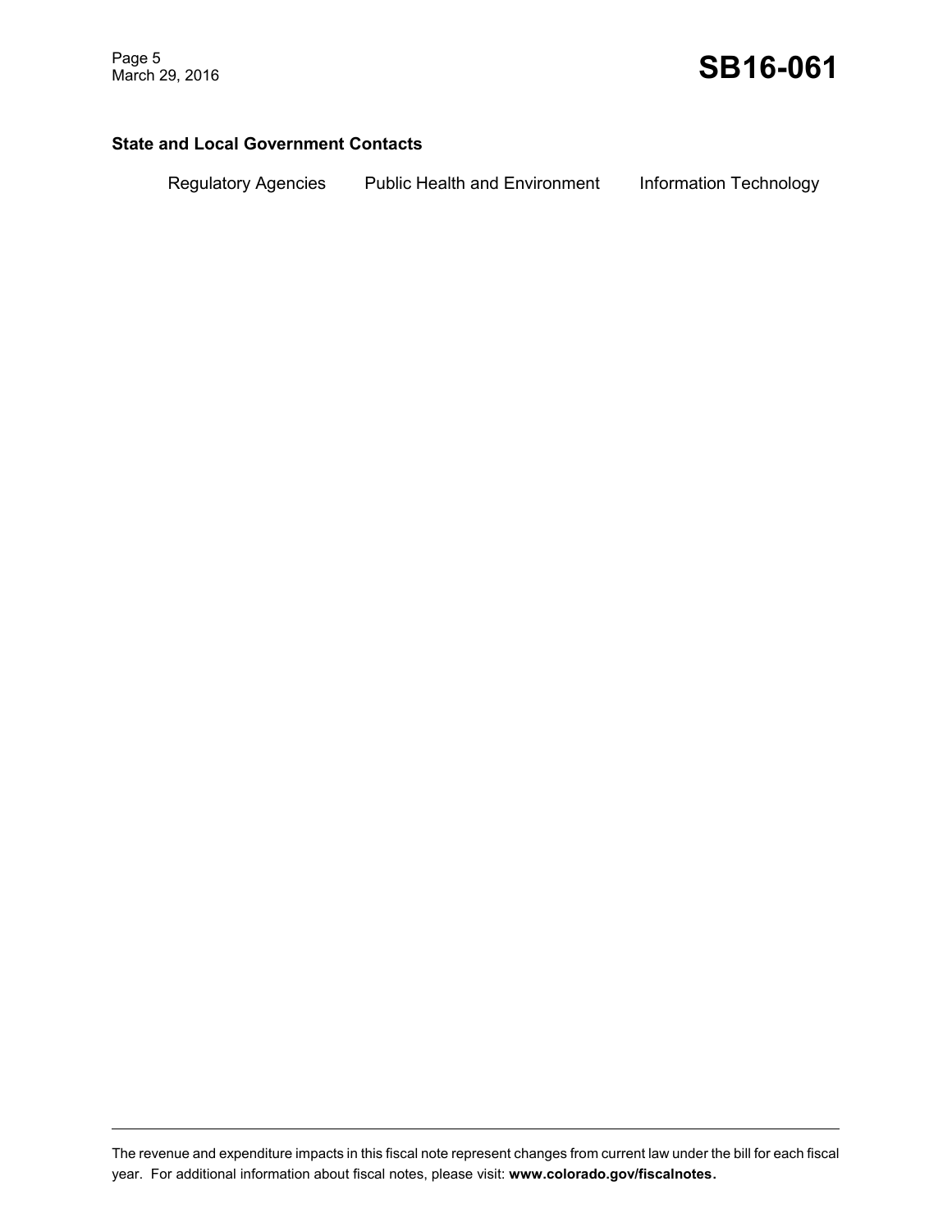### State and Local Government Contacts

Regulatory Agencies    Public Health and Environment    Information Technology

---

The revenue and expenditure impacts in this fiscal note represent changes from current law under the bill for each fiscal year. For additional information about fiscal notes, please visit: **www.colorado.gov/fiscalnotes.**